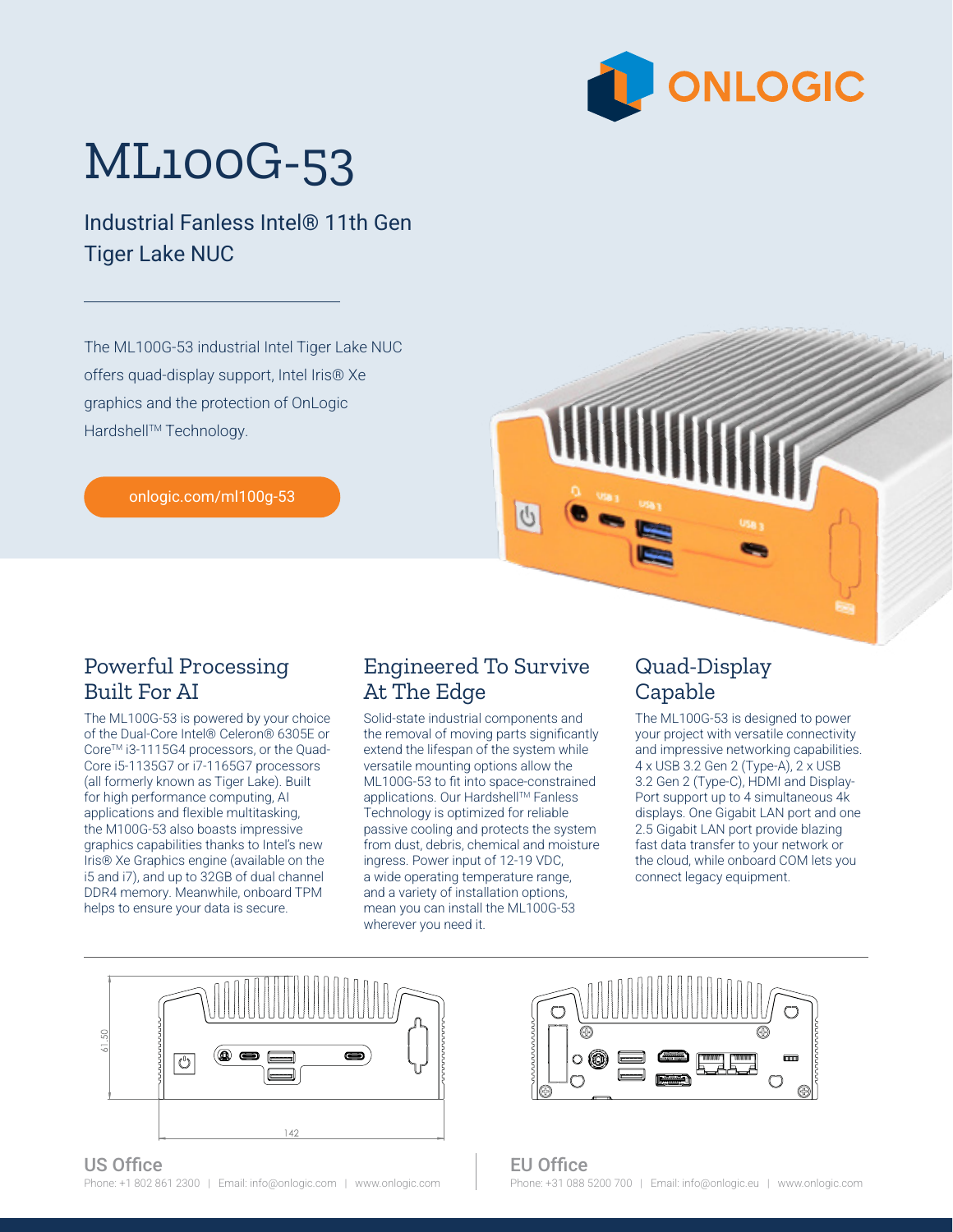ONLOGIC

# ML100G-53

## Industrial Fanless Intel® 11th Gen Tiger Lake NUC

The ML100G-53 industrial Intel Tiger Lake NUC offers quad-display support, Intel Iris® Xe graphics and the protection of OnLogic Hardshell™ Technology.

onlogic.com/ml100g-53

## Powerful Processing Built For AI

The ML100G-53 is powered by your choice of the Dual-Core Intel® Celeron® 6305E or Core™ i3-1115G4 processors, or the Quad-Core i5-1135G7 or i7-1165G7 processors (all formerly known as Tiger Lake). Built for high performance computing, AI applications and flexible multitasking, the M100G-53 also boasts impressive graphics capabilities thanks to Intel's new Iris® Xe Graphics engine (available on the i5 and i7), and up to 32GB of dual channel DDR4 memory. Meanwhile, onboard TPM helps to ensure your data is secure.

## Engineered To Survive At The Edge

Solid-state industrial components and the removal of moving parts significantly extend the lifespan of the system while versatile mounting options allow the ML100G-53 to fit into space-constrained applications. Our Hardshell™ Fanless Technology is optimized for reliable passive cooling and protects the system from dust, debris, chemical and moisture ingress. Power input of 12-19 VDC, a wide operating temperature range, and a variety of installation options, mean you can install the ML100G-53 wherever you need it.

## Quad-Display Capable

The ML100G-53 is designed to power your project with versatile connectivity and impressive networking capabilities. 4 x USB 3.2 Gen 2 (Type-A), 2 x USB 3.2 Gen 2 (Type-C), HDMI and Display-Port support up to 4 simultaneous 4k displays. One Gigabit LAN port and one 2.5 Gigabit LAN port provide blazing fast data transfer to your network or the cloud, while onboard COM lets you connect legacy equipment.

61.50

142

**US Office**
Phone: +1 802 861 2300 | Email: info@onlogic.com | www.onlogic.com

**EU Office**
Phone: +31 088 5200 700 | Email: info@onlogic.eu | www.onlogic.com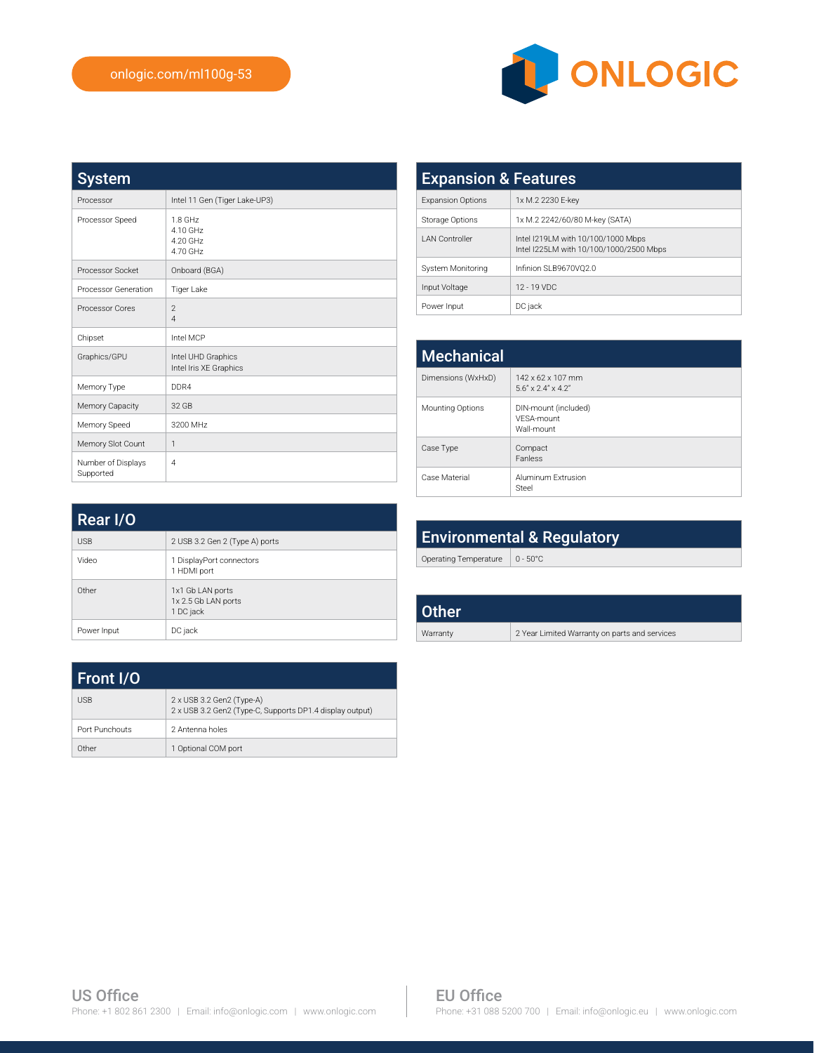onlogic.com/ml100g-53

ONLOGIC

## System

| System | |
|---|---|
| Processor | Intel 11 Gen (Tiger Lake-UP3) |
| Processor Speed | 1.8 GHz<br>4.10 GHz<br>4.20 GHz<br>4.70 GHz |
| Processor Socket | Onboard (BGA) |
| Processor Generation | Tiger Lake |
| Processor Cores | 2<br>4 |
| Chipset | Intel MCP |
| Graphics/GPU | Intel UHD Graphics<br>Intel Iris XE Graphics |
| Memory Type | DDR4 |
| Memory Capacity | 32 GB |
| Memory Speed | 3200 MHz |
| Memory Slot Count | 1 |
| Number of Displays Supported | 4 |

## Rear I/O

| Rear I/O | |
|---|---|
| USB | 2 USB 3.2 Gen 2 (Type A) ports |
| Video | 1 DisplayPort connectors<br>1 HDMI port |
| Other | 1x1 Gb LAN ports<br>1x 2.5 Gb LAN ports<br>1 DC jack |
| Power Input | DC jack |

## Front I/O

| Front I/O | |
|---|---|
| USB | 2 x USB 3.2 Gen2 (Type-A)<br>2 x USB 3.2 Gen2 (Type-C, Supports DP1.4 display output) |
| Port Punchouts | 2 Antenna holes |
| Other | 1 Optional COM port |

## Expansion & Features

| Expansion & Features | |
|---|---|
| Expansion Options | 1x M.2 2230 E-key |
| Storage Options | 1x M.2 2242/60/80 M-key (SATA) |
| LAN Controller | Intel I219LM with 10/100/1000 Mbps<br>Intel I225LM with 10/100/1000/2500 Mbps |
| System Monitoring | Infinion SLB9670VQ2.0 |
| Input Voltage | 12 - 19 VDC |
| Power Input | DC jack |

## Mechanical

| Mechanical | |
|---|---|
| Dimensions (WxHxD) | 142 x 62 x 107 mm<br>5.6" x 2.4" x 4.2" |
| Mounting Options | DIN-mount (included)<br>VESA-mount<br>Wall-mount |
| Case Type | Compact<br>Fanless |
| Case Material | Aluminum Extrusion<br>Steel |

## Environmental & Regulatory

| Environmental & Regulatory | |
|---|---|
| Operating Temperature | 0 - 50°C |

## Other

| Other | |
|---|---|
| Warranty | 2 Year Limited Warranty on parts and services |

**US Office**
Phone: +1 802 861 2300 | Email: info@onlogic.com | www.onlogic.com

**EU Office**
Phone: +31 088 5200 700 | Email: info@onlogic.eu | www.onlogic.com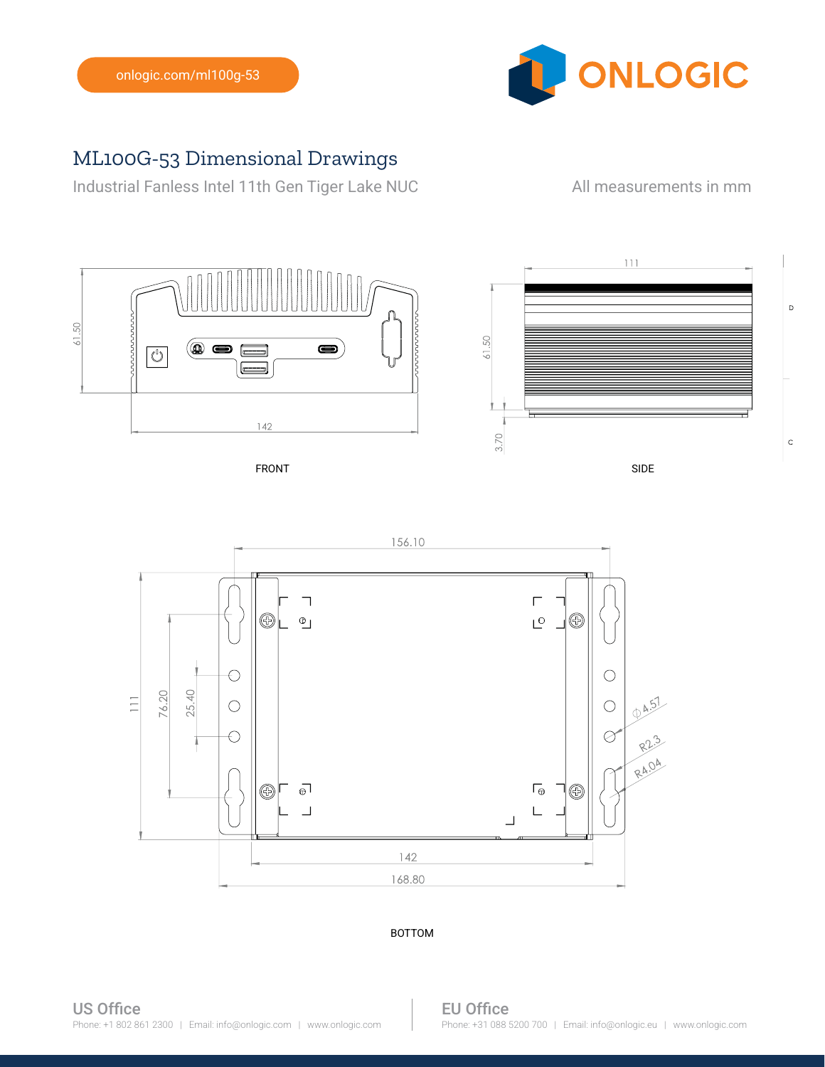onlogic.com/ml100g-53

ONLOGIC

# ML100G-53 Dimensional Drawings

Industrial Fanless Intel 11th Gen Tiger Lake NUC

All measurements in mm

61.50

142

FRONT

111

61.50

3.70

SIDE

156.10

111

76.20

25.40

⌀4.57

R2.3

R4.04

142

168.80

BOTTOM

**US Office**
Phone: +1 802 861 2300 | Email: info@onlogic.com | www.onlogic.com

**EU Office**
Phone: +31 088 5200 700 | Email: info@onlogic.eu | www.onlogic.com